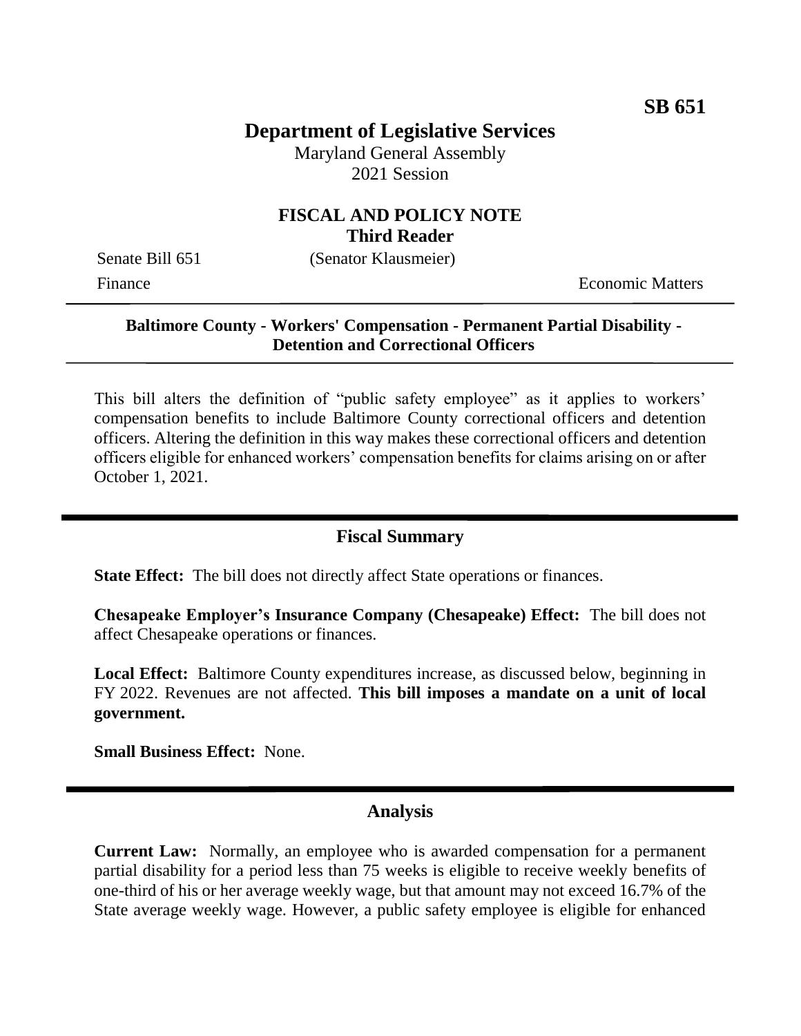**SB 651**

# Department of Legislative Services

Maryland General Assembly
2021 Session

## FISCAL AND POLICY NOTE
## Third Reader

Senate Bill 651 (Senator Klausmeier)

Finance Economic Matters

---

**Baltimore County - Workers' Compensation - Permanent Partial Disability - Detention and Correctional Officers**

---

This bill alters the definition of "public safety employee" as it applies to workers' compensation benefits to include Baltimore County correctional officers and detention officers. Altering the definition in this way makes these correctional officers and detention officers eligible for enhanced workers' compensation benefits for claims arising on or after October 1, 2021.

---

## Fiscal Summary

**State Effect:** The bill does not directly affect State operations or finances.

**Chesapeake Employer's Insurance Company (Chesapeake) Effect:** The bill does not affect Chesapeake operations or finances.

**Local Effect:** Baltimore County expenditures increase, as discussed below, beginning in FY 2022. Revenues are not affected. **This bill imposes a mandate on a unit of local government.**

**Small Business Effect:** None.

---

## Analysis

**Current Law:** Normally, an employee who is awarded compensation for a permanent partial disability for a period less than 75 weeks is eligible to receive weekly benefits of one-third of his or her average weekly wage, but that amount may not exceed 16.7% of the State average weekly wage. However, a public safety employee is eligible for enhanced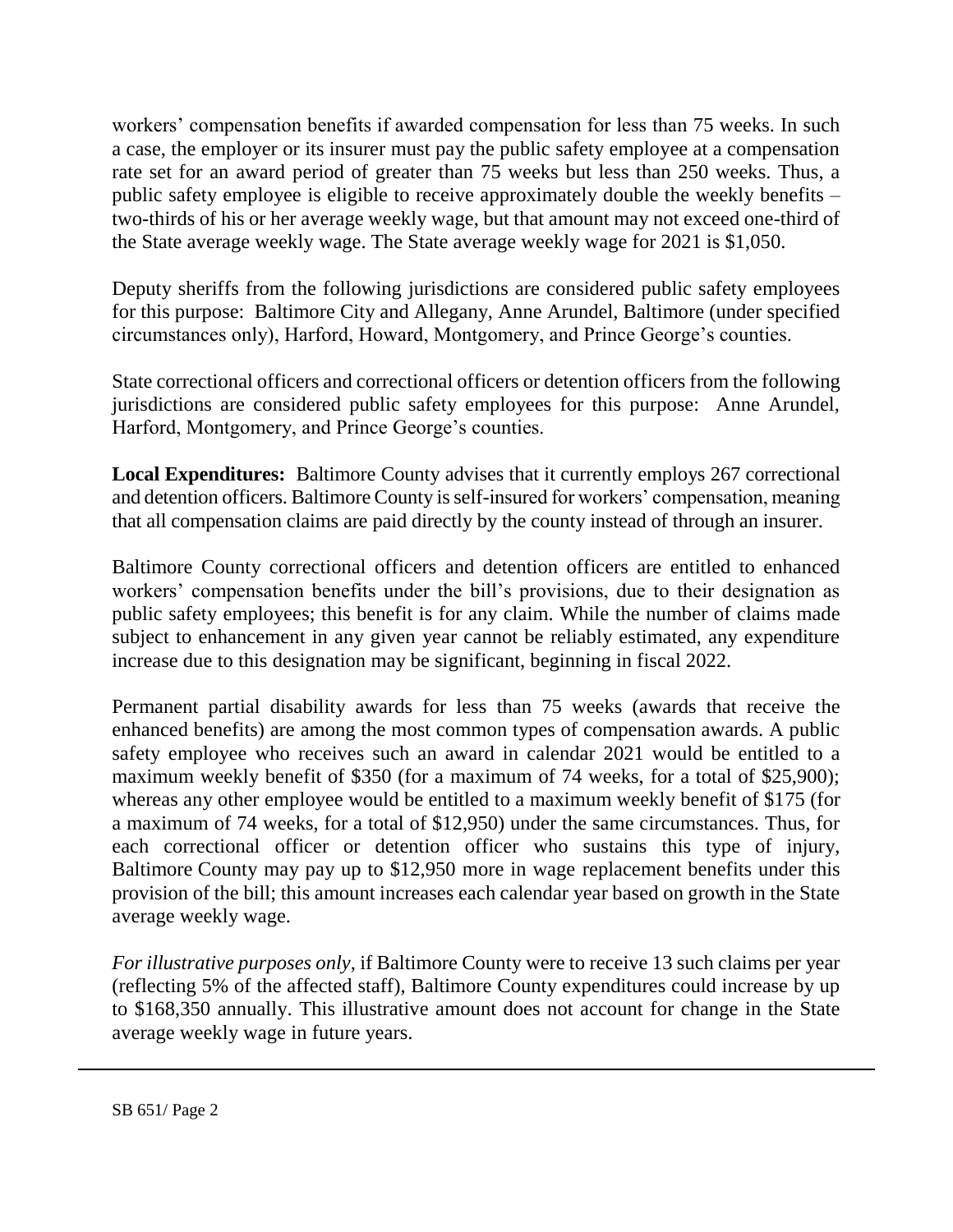workers' compensation benefits if awarded compensation for less than 75 weeks. In such a case, the employer or its insurer must pay the public safety employee at a compensation rate set for an award period of greater than 75 weeks but less than 250 weeks. Thus, a public safety employee is eligible to receive approximately double the weekly benefits – two-thirds of his or her average weekly wage, but that amount may not exceed one-third of the State average weekly wage. The State average weekly wage for 2021 is $1,050.

Deputy sheriffs from the following jurisdictions are considered public safety employees for this purpose: Baltimore City and Allegany, Anne Arundel, Baltimore (under specified circumstances only), Harford, Howard, Montgomery, and Prince George's counties.

State correctional officers and correctional officers or detention officers from the following jurisdictions are considered public safety employees for this purpose: Anne Arundel, Harford, Montgomery, and Prince George's counties.

**Local Expenditures:** Baltimore County advises that it currently employs 267 correctional and detention officers. Baltimore County is self-insured for workers' compensation, meaning that all compensation claims are paid directly by the county instead of through an insurer.

Baltimore County correctional officers and detention officers are entitled to enhanced workers' compensation benefits under the bill's provisions, due to their designation as public safety employees; this benefit is for any claim. While the number of claims made subject to enhancement in any given year cannot be reliably estimated, any expenditure increase due to this designation may be significant, beginning in fiscal 2022.

Permanent partial disability awards for less than 75 weeks (awards that receive the enhanced benefits) are among the most common types of compensation awards. A public safety employee who receives such an award in calendar 2021 would be entitled to a maximum weekly benefit of $350 (for a maximum of 74 weeks, for a total of $25,900); whereas any other employee would be entitled to a maximum weekly benefit of $175 (for a maximum of 74 weeks, for a total of $12,950) under the same circumstances. Thus, for each correctional officer or detention officer who sustains this type of injury, Baltimore County may pay up to $12,950 more in wage replacement benefits under this provision of the bill; this amount increases each calendar year based on growth in the State average weekly wage.

*For illustrative purposes only*, if Baltimore County were to receive 13 such claims per year (reflecting 5% of the affected staff), Baltimore County expenditures could increase by up to $168,350 annually. This illustrative amount does not account for change in the State average weekly wage in future years.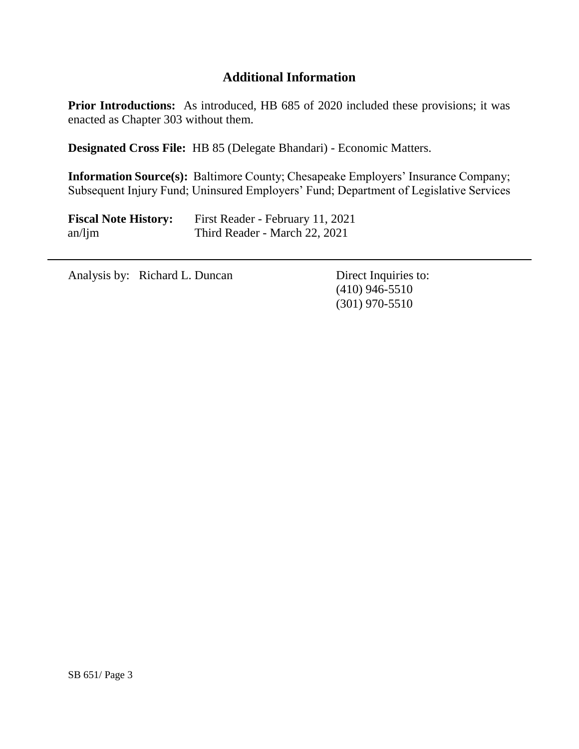## Additional Information

**Prior Introductions:** As introduced, HB 685 of 2020 included these provisions; it was enacted as Chapter 303 without them.

**Designated Cross File:** HB 85 (Delegate Bhandari) - Economic Matters.

**Information Source(s):** Baltimore County; Chesapeake Employers' Insurance Company; Subsequent Injury Fund; Uninsured Employers' Fund; Department of Legislative Services

**Fiscal Note History:** First Reader - February 11, 2021
an/ljm Third Reader - March 22, 2021

---

Analysis by: Richard L. Duncan

Direct Inquiries to:
(410) 946-5510
(301) 970-5510